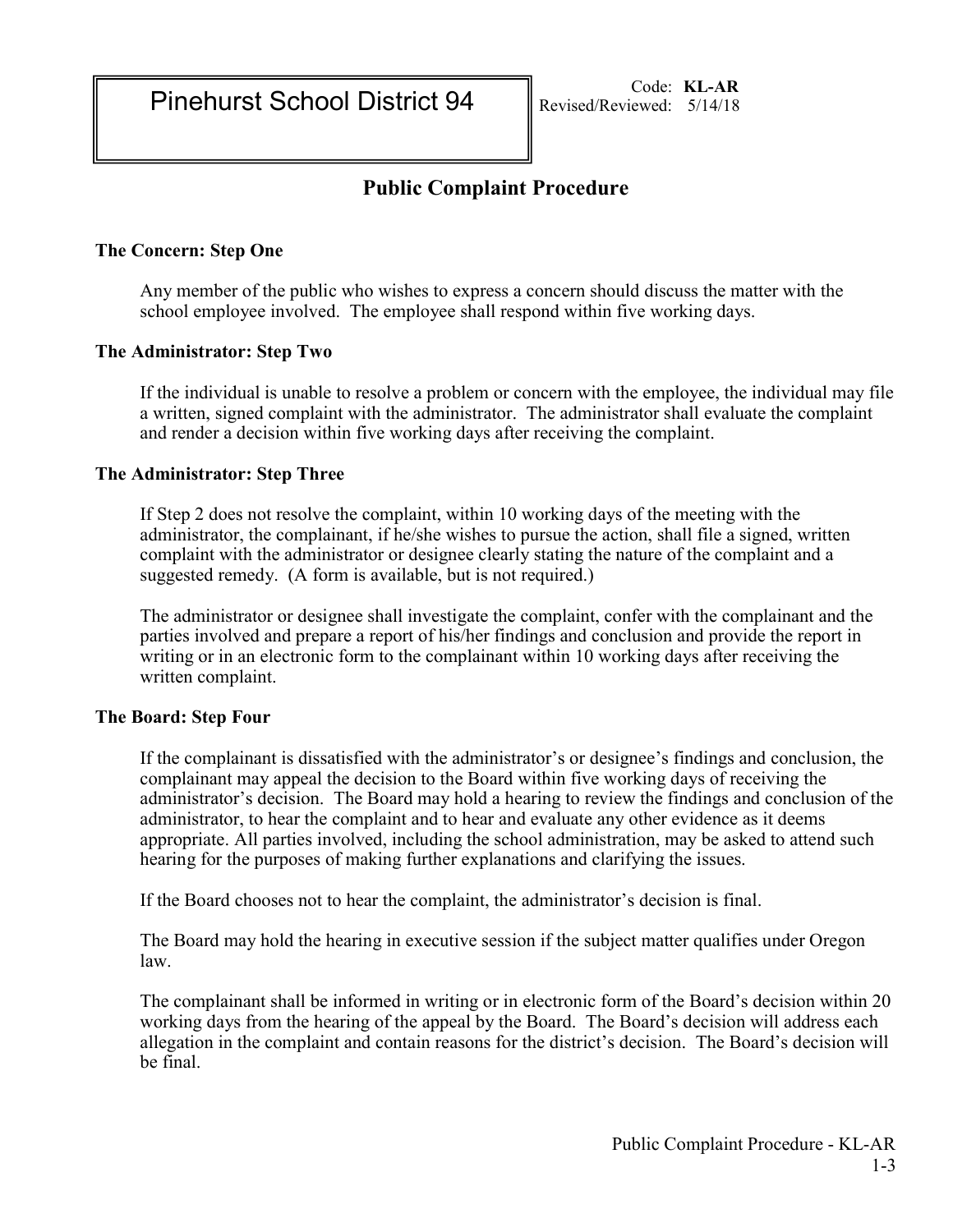Pinehurst School District 94

Code: **KL-AR**
Revised/Reviewed: 5/14/18

# Public Complaint Procedure

**The Concern: Step One**

Any member of the public who wishes to express a concern should discuss the matter with the school employee involved. The employee shall respond within five working days.

**The Administrator: Step Two**

If the individual is unable to resolve a problem or concern with the employee, the individual may file a written, signed complaint with the administrator. The administrator shall evaluate the complaint and render a decision within five working days after receiving the complaint.

**The Administrator: Step Three**

If Step 2 does not resolve the complaint, within 10 working days of the meeting with the administrator, the complainant, if he/she wishes to pursue the action, shall file a signed, written complaint with the administrator or designee clearly stating the nature of the complaint and a suggested remedy. (A form is available, but is not required.)

The administrator or designee shall investigate the complaint, confer with the complainant and the parties involved and prepare a report of his/her findings and conclusion and provide the report in writing or in an electronic form to the complainant within 10 working days after receiving the written complaint.

**The Board: Step Four**

If the complainant is dissatisfied with the administrator's or designee's findings and conclusion, the complainant may appeal the decision to the Board within five working days of receiving the administrator's decision. The Board may hold a hearing to review the findings and conclusion of the administrator, to hear the complaint and to hear and evaluate any other evidence as it deems appropriate. All parties involved, including the school administration, may be asked to attend such hearing for the purposes of making further explanations and clarifying the issues.

If the Board chooses not to hear the complaint, the administrator's decision is final.

The Board may hold the hearing in executive session if the subject matter qualifies under Oregon law.

The complainant shall be informed in writing or in electronic form of the Board's decision within 20 working days from the hearing of the appeal by the Board. The Board's decision will address each allegation in the complaint and contain reasons for the district's decision. The Board's decision will be final.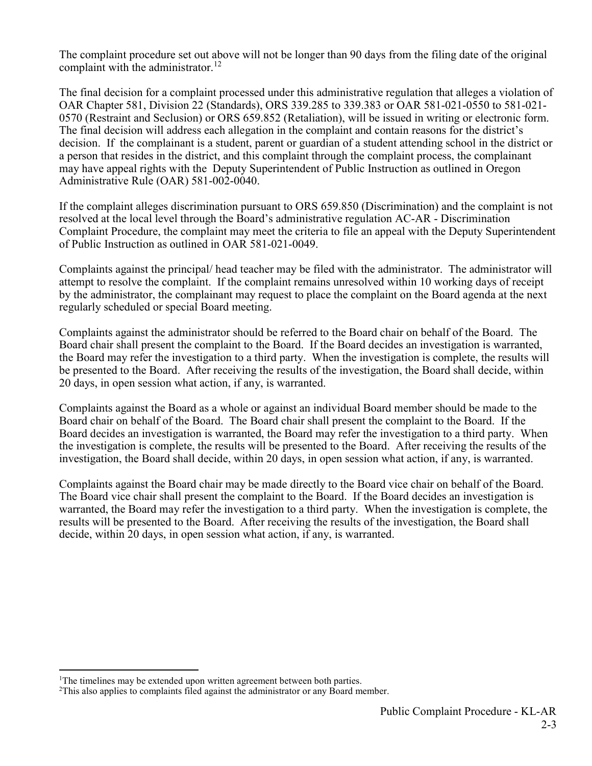The complaint procedure set out above will not be longer than 90 days from the filing date of the original complaint with the administrator.[1,2]

The final decision for a complaint processed under this administrative regulation that alleges a violation of OAR Chapter 581, Division 22 (Standards), ORS 339.285 to 339.383 or OAR 581-021-0550 to 581-021-0570 (Restraint and Seclusion) or ORS 659.852 (Retaliation), will be issued in writing or electronic form. The final decision will address each allegation in the complaint and contain reasons for the district's decision. If the complainant is a student, parent or guardian of a student attending school in the district or a person that resides in the district, and this complaint through the complaint process, the complainant may have appeal rights with the Deputy Superintendent of Public Instruction as outlined in Oregon Administrative Rule (OAR) 581-002-0040.

If the complaint alleges discrimination pursuant to ORS 659.850 (Discrimination) and the complaint is not resolved at the local level through the Board's administrative regulation AC-AR - Discrimination Complaint Procedure, the complaint may meet the criteria to file an appeal with the Deputy Superintendent of Public Instruction as outlined in OAR 581-021-0049.

Complaints against the principal/ head teacher may be filed with the administrator. The administrator will attempt to resolve the complaint. If the complaint remains unresolved within 10 working days of receipt by the administrator, the complainant may request to place the complaint on the Board agenda at the next regularly scheduled or special Board meeting.

Complaints against the administrator should be referred to the Board chair on behalf of the Board. The Board chair shall present the complaint to the Board. If the Board decides an investigation is warranted, the Board may refer the investigation to a third party. When the investigation is complete, the results will be presented to the Board. After receiving the results of the investigation, the Board shall decide, within 20 days, in open session what action, if any, is warranted.

Complaints against the Board as a whole or against an individual Board member should be made to the Board chair on behalf of the Board. The Board chair shall present the complaint to the Board. If the Board decides an investigation is warranted, the Board may refer the investigation to a third party. When the investigation is complete, the results will be presented to the Board. After receiving the results of the investigation, the Board shall decide, within 20 days, in open session what action, if any, is warranted.

Complaints against the Board chair may be made directly to the Board vice chair on behalf of the Board. The Board vice chair shall present the complaint to the Board. If the Board decides an investigation is warranted, the Board may refer the investigation to a third party. When the investigation is complete, the results will be presented to the Board. After receiving the results of the investigation, the Board shall decide, within 20 days, in open session what action, if any, is warranted.

---

[1]The timelines may be extended upon written agreement between both parties.

[2]This also applies to complaints filed against the administrator or any Board member.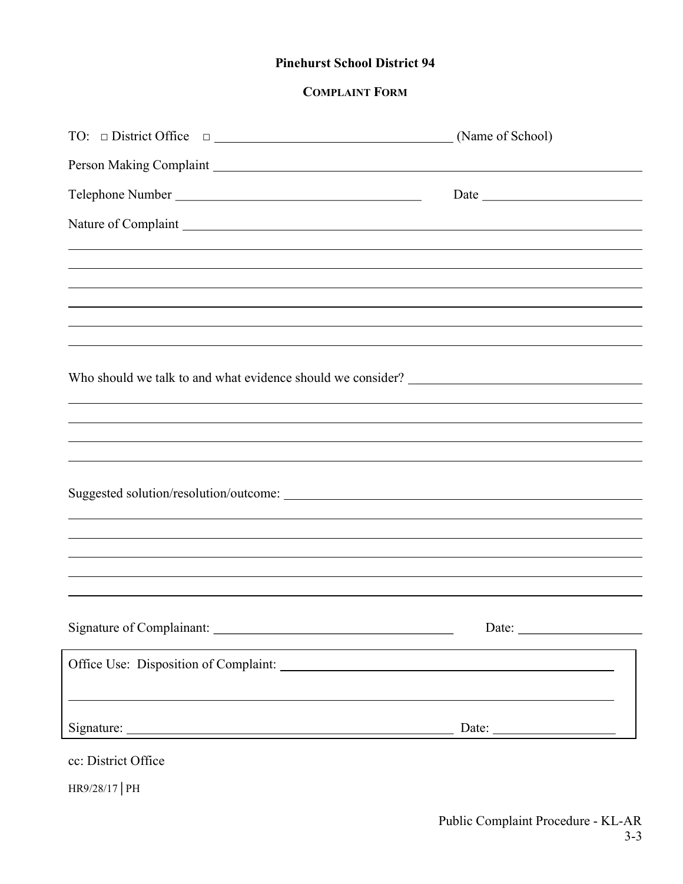# Pinehurst School District 94

## COMPLAINT FORM

TO: □ District Office □ ______________________________ (Name of School)

Person Making Complaint ______________________________________________

Telephone Number ______________________________ Date ____________________

Nature of Complaint ______________________________________________

______________________________________________________________

______________________________________________________________

______________________________________________________________

______________________________________________________________

______________________________________________________________

______________________________________________________________

Who should we talk to and what evidence should we consider? ______________________

______________________________________________________________

______________________________________________________________

______________________________________________________________

______________________________________________________________

Suggested solution/resolution/outcome: ______________________________________

______________________________________________________________

______________________________________________________________

______________________________________________________________

______________________________________________________________

______________________________________________________________

Signature of Complainant: ______________________________ Date: ________________

Office Use: Disposition of Complaint: ______________________________________

______________________________________________________________

Signature: ________________________________________ Date: ________________

cc: District Office

HR9/28/17 | PH

Public Complaint Procedure - KL-AR